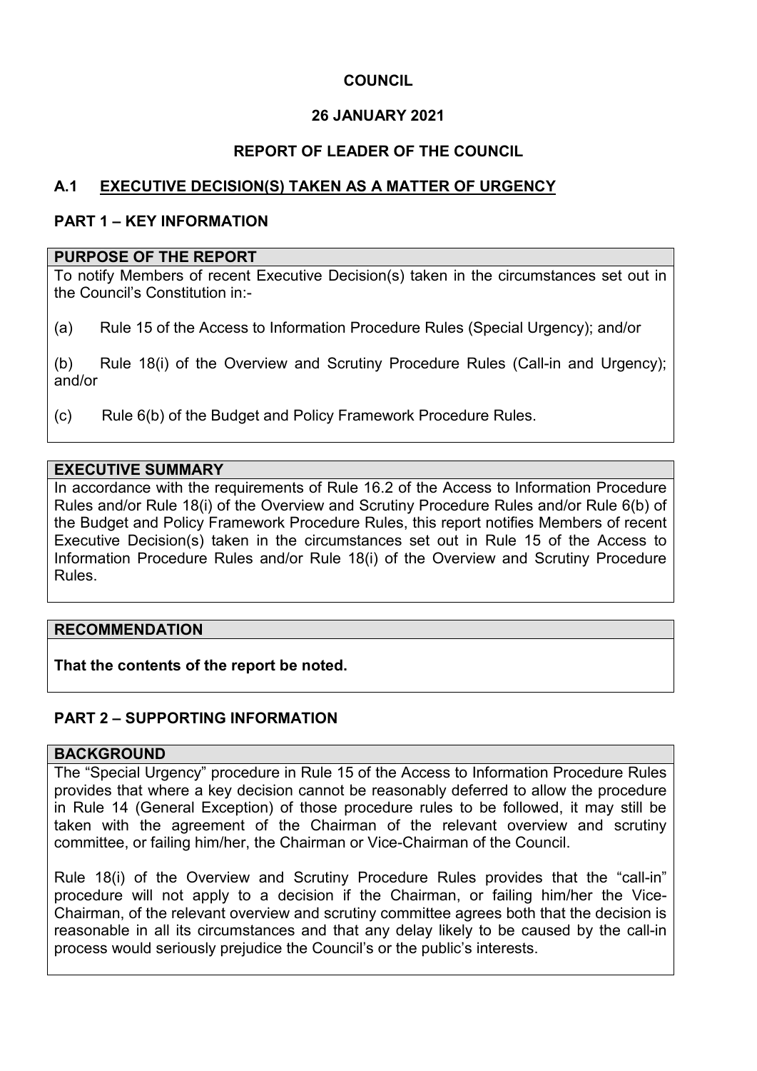**COUNCIL**

**26 JANUARY 2021**

**REPORT OF LEADER OF THE COUNCIL**

## A.1 EXECUTIVE DECISION(S) TAKEN AS A MATTER OF URGENCY

### PART 1 – KEY INFORMATION

**PURPOSE OF THE REPORT**

To notify Members of recent Executive Decision(s) taken in the circumstances set out in the Council's Constitution in:-

(a) Rule 15 of the Access to Information Procedure Rules (Special Urgency); and/or

(b) Rule 18(i) of the Overview and Scrutiny Procedure Rules (Call-in and Urgency); and/or

(c) Rule 6(b) of the Budget and Policy Framework Procedure Rules.

**EXECUTIVE SUMMARY**

In accordance with the requirements of Rule 16.2 of the Access to Information Procedure Rules and/or Rule 18(i) of the Overview and Scrutiny Procedure Rules and/or Rule 6(b) of the Budget and Policy Framework Procedure Rules, this report notifies Members of recent Executive Decision(s) taken in the circumstances set out in Rule 15 of the Access to Information Procedure Rules and/or Rule 18(i) of the Overview and Scrutiny Procedure Rules.

**RECOMMENDATION**

**That the contents of the report be noted.**

### PART 2 – SUPPORTING INFORMATION

**BACKGROUND**

The "Special Urgency" procedure in Rule 15 of the Access to Information Procedure Rules provides that where a key decision cannot be reasonably deferred to allow the procedure in Rule 14 (General Exception) of those procedure rules to be followed, it may still be taken with the agreement of the Chairman of the relevant overview and scrutiny committee, or failing him/her, the Chairman or Vice-Chairman of the Council.

Rule 18(i) of the Overview and Scrutiny Procedure Rules provides that the "call-in" procedure will not apply to a decision if the Chairman, or failing him/her the Vice-Chairman, of the relevant overview and scrutiny committee agrees both that the decision is reasonable in all its circumstances and that any delay likely to be caused by the call-in process would seriously prejudice the Council's or the public's interests.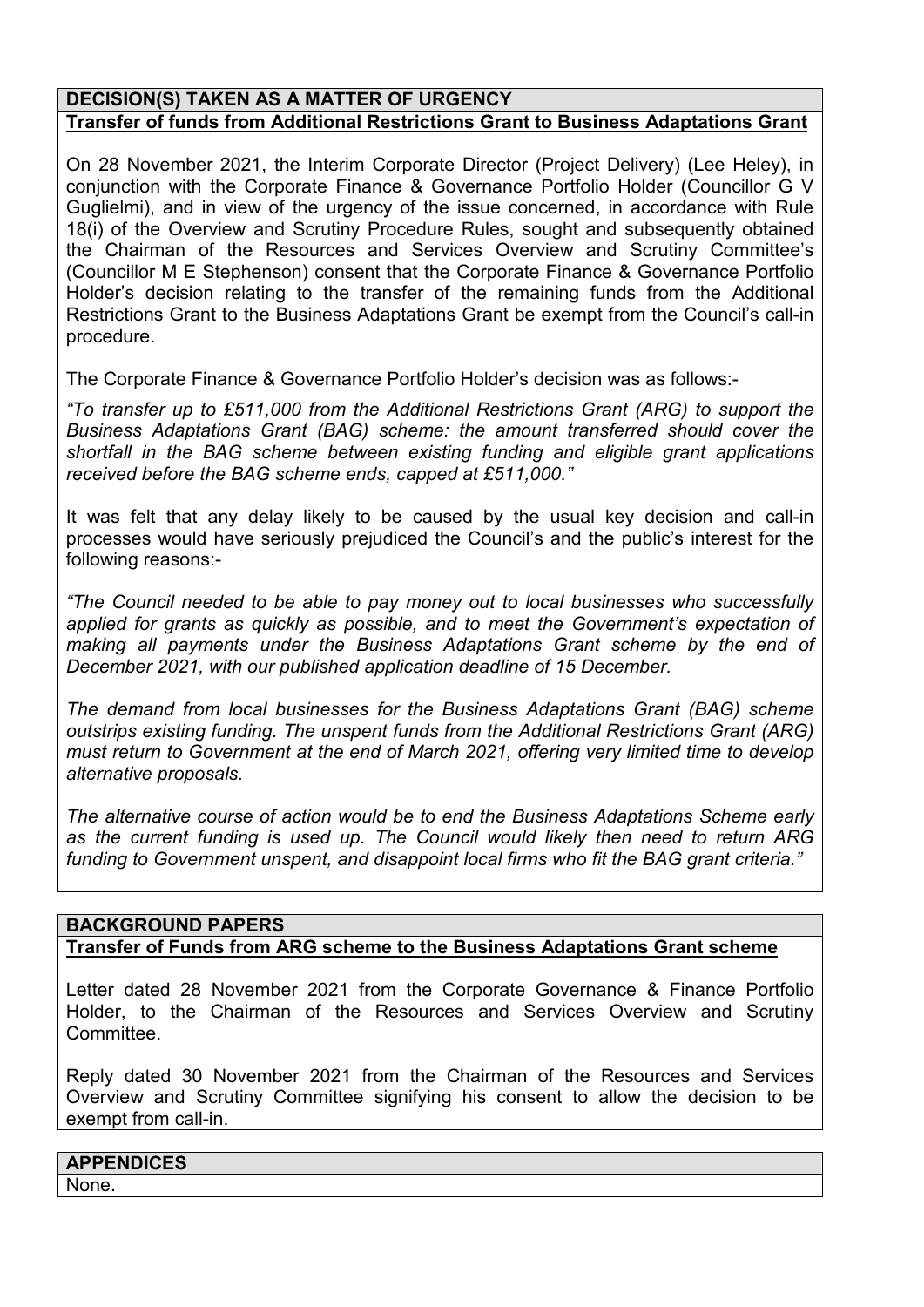## DECISION(S) TAKEN AS A MATTER OF URGENCY

**Transfer of funds from Additional Restrictions Grant to Business Adaptations Grant**

On 28 November 2021, the Interim Corporate Director (Project Delivery) (Lee Heley), in conjunction with the Corporate Finance & Governance Portfolio Holder (Councillor G V Guglielmi), and in view of the urgency of the issue concerned, in accordance with Rule 18(i) of the Overview and Scrutiny Procedure Rules, sought and subsequently obtained the Chairman of the Resources and Services Overview and Scrutiny Committee's (Councillor M E Stephenson) consent that the Corporate Finance & Governance Portfolio Holder's decision relating to the transfer of the remaining funds from the Additional Restrictions Grant to the Business Adaptations Grant be exempt from the Council's call-in procedure.

The Corporate Finance & Governance Portfolio Holder's decision was as follows:-

*"To transfer up to £511,000 from the Additional Restrictions Grant (ARG) to support the Business Adaptations Grant (BAG) scheme: the amount transferred should cover the shortfall in the BAG scheme between existing funding and eligible grant applications received before the BAG scheme ends, capped at £511,000."*

It was felt that any delay likely to be caused by the usual key decision and call-in processes would have seriously prejudiced the Council's and the public's interest for the following reasons:-

*"The Council needed to be able to pay money out to local businesses who successfully applied for grants as quickly as possible, and to meet the Government's expectation of making all payments under the Business Adaptations Grant scheme by the end of December 2021, with our published application deadline of 15 December.*

*The demand from local businesses for the Business Adaptations Grant (BAG) scheme outstrips existing funding. The unspent funds from the Additional Restrictions Grant (ARG) must return to Government at the end of March 2021, offering very limited time to develop alternative proposals.*

*The alternative course of action would be to end the Business Adaptations Scheme early as the current funding is used up. The Council would likely then need to return ARG funding to Government unspent, and disappoint local firms who fit the BAG grant criteria."*

## BACKGROUND PAPERS

**Transfer of Funds from ARG scheme to the Business Adaptations Grant scheme**

Letter dated 28 November 2021 from the Corporate Governance & Finance Portfolio Holder, to the Chairman of the Resources and Services Overview and Scrutiny Committee.

Reply dated 30 November 2021 from the Chairman of the Resources and Services Overview and Scrutiny Committee signifying his consent to allow the decision to be exempt from call-in.

## APPENDICES

None.